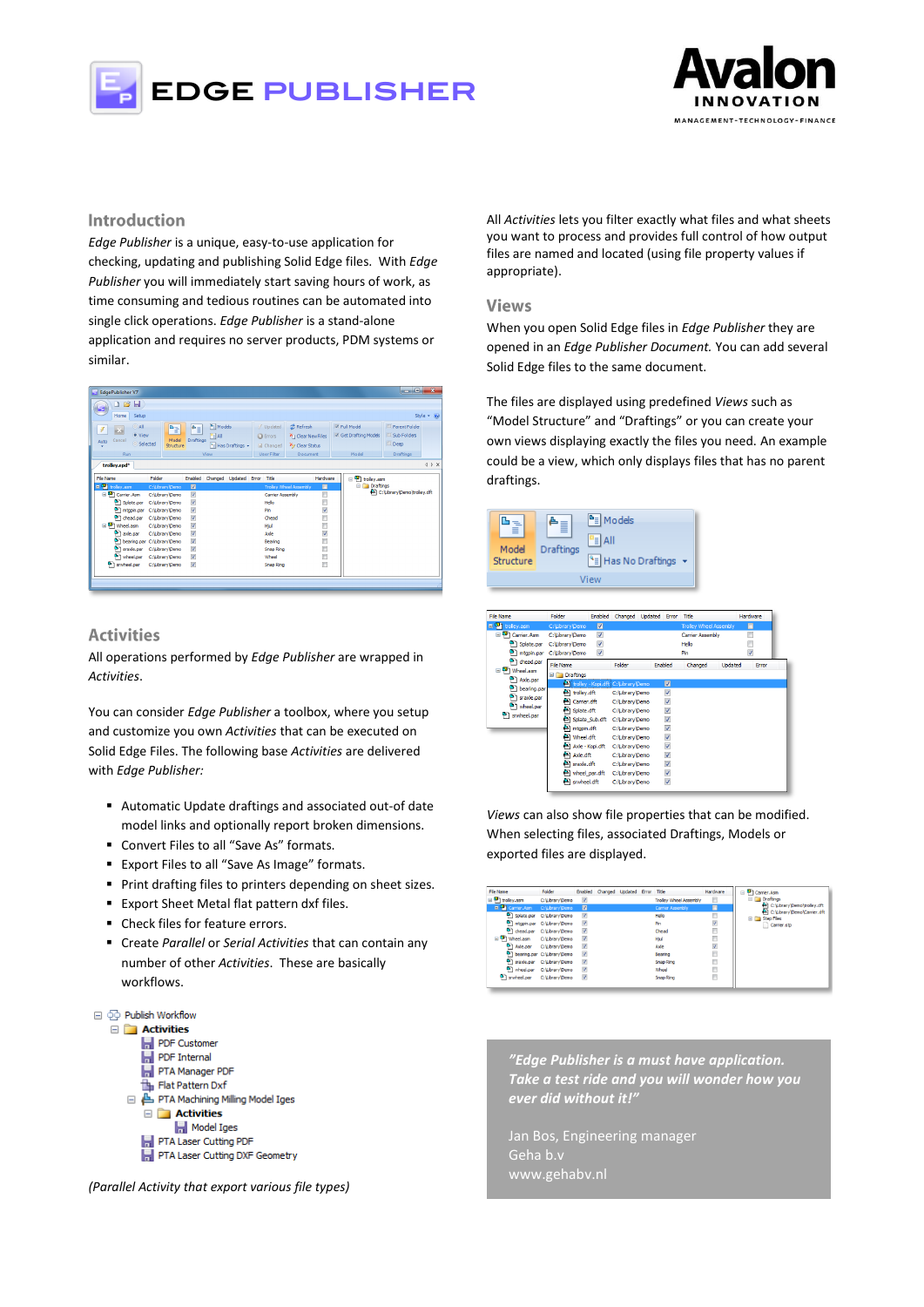# EDGE PUBLISHER

**Avalon INNOVATION**
MANAGEMENT-TECHNOLOGY-FINANCE

## Introduction

*Edge Publisher* is a unique, easy-to-use application for checking, updating and publishing Solid Edge files. With *Edge Publisher* you will immediately start saving hours of work, as time consuming and tedious routines can be automated into single click operations. *Edge Publisher* is a stand-alone application and requires no server products, PDM systems or similar.

## Activities

All operations performed by *Edge Publisher* are wrapped in *Activities*.

You can consider *Edge Publisher* a toolbox, where you setup and customize you own *Activities* that can be executed on Solid Edge Files. The following base *Activities* are delivered with *Edge Publisher:*

- Automatic Update draftings and associated out-of date model links and optionally report broken dimensions.
- Convert Files to all "Save As" formats.
- Export Files to all "Save As Image" formats.
- Print drafting files to printers depending on sheet sizes.
- Export Sheet Metal flat pattern dxf files.
- Check files for feature errors.
- Create *Parallel* or *Serial Activities* that can contain any number of other *Activities*. These are basically workflows.

*(Parallel Activity that export various file types)*

All *Activities* lets you filter exactly what files and what sheets you want to process and provides full control of how output files are named and located (using file property values if appropriate).

## Views

When you open Solid Edge files in *Edge Publisher* they are opened in an *Edge Publisher Document.* You can add several Solid Edge files to the same document.

The files are displayed using predefined *Views* such as "Model Structure" and "Draftings" or you can create your own views displaying exactly the files you need. An example could be a view, which only displays files that has no parent draftings.

*Views* can also show file properties that can be modified. When selecting files, associated Draftings, Models or exported files are displayed.

> *"Edge Publisher is a must have application. Take a test ride and you will wonder how you ever did without it!"*
>
> Jan Bos, Engineering manager
> Geha b.v
> www.gehabv.nl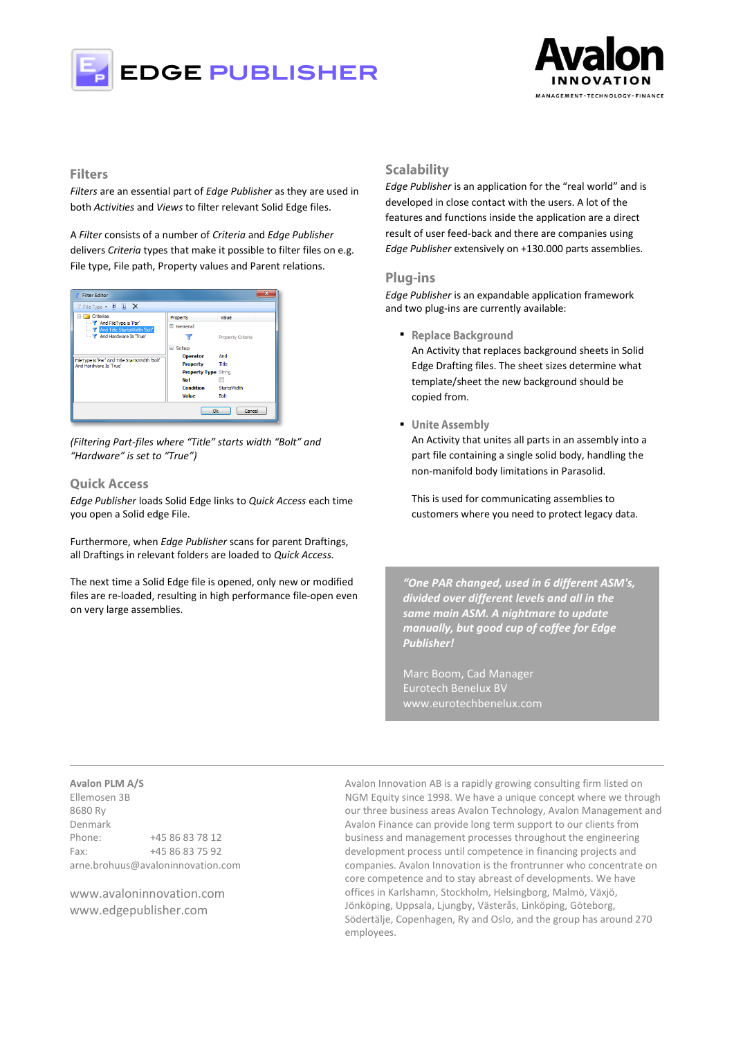## Filters

*Filters* are an essential part of *Edge Publisher* as they are used in both *Activities* and *Views* to filter relevant Solid Edge files.

A *Filter* consists of a number of *Criteria* and *Edge Publisher* delivers *Criteria* types that make it possible to filter files on e.g. File type, File path, Property values and Parent relations.

*(Filtering Part-files where "Title" starts width "Bolt" and "Hardware" is set to "True")*

## Quick Access

*Edge Publisher* loads Solid Edge links to *Quick Access* each time you open a Solid edge File.

Furthermore, when *Edge Publisher* scans for parent Draftings, all Draftings in relevant folders are loaded to *Quick Access.*

The next time a Solid Edge file is opened, only new or modified files are re-loaded, resulting in high performance file-open even on very large assemblies.

## Scalability

*Edge Publisher* is an application for the "real world" and is developed in close contact with the users. A lot of the features and functions inside the application are a direct result of user feed-back and there are companies using *Edge Publisher* extensively on +130.000 parts assemblies.

## Plug-ins

*Edge Publisher* is an expandable application framework and two plug-ins are currently available:

- **Replace Background**
  An Activity that replaces background sheets in Solid Edge Drafting files. The sheet sizes determine what template/sheet the new background should be copied from.

- **Unite Assembly**
  An Activity that unites all parts in an assembly into a part file containing a single solid body, handling the non-manifold body limitations in Parasolid.

  This is used for communicating assemblies to customers where you need to protect legacy data.

> ***"One PAR changed, used in 6 different ASM's, divided over different levels and all in the same main ASM. A nightmare to update manually, but good cup of coffee for Edge Publisher!***
>
> Marc Boom, Cad Manager
> Eurotech Benelux BV
> www.eurotechbenelux.com

---

**Avalon PLM A/S**
Ellemosen 3B
8680 Ry
Denmark
Phone: +45 86 83 78 12
Fax: +45 86 83 75 92
arne.brohuus@avaloninnovation.com

www.avaloninnovation.com
www.edgepublisher.com

Avalon Innovation AB is a rapidly growing consulting firm listed on NGM Equity since 1998. We have a unique concept where we through our three business areas Avalon Technology, Avalon Management and Avalon Finance can provide long term support to our clients from business and management processes throughout the engineering development process until competence in financing projects and companies. Avalon Innovation is the frontrunner who concentrate on core competence and to stay abreast of developments. We have offices in Karlshamn, Stockholm, Helsingborg, Malmö, Växjö, Jönköping, Uppsala, Ljungby, Västerås, Linköping, Göteborg, Södertälje, Copenhagen, Ry and Oslo, and the group has around 270 employees.